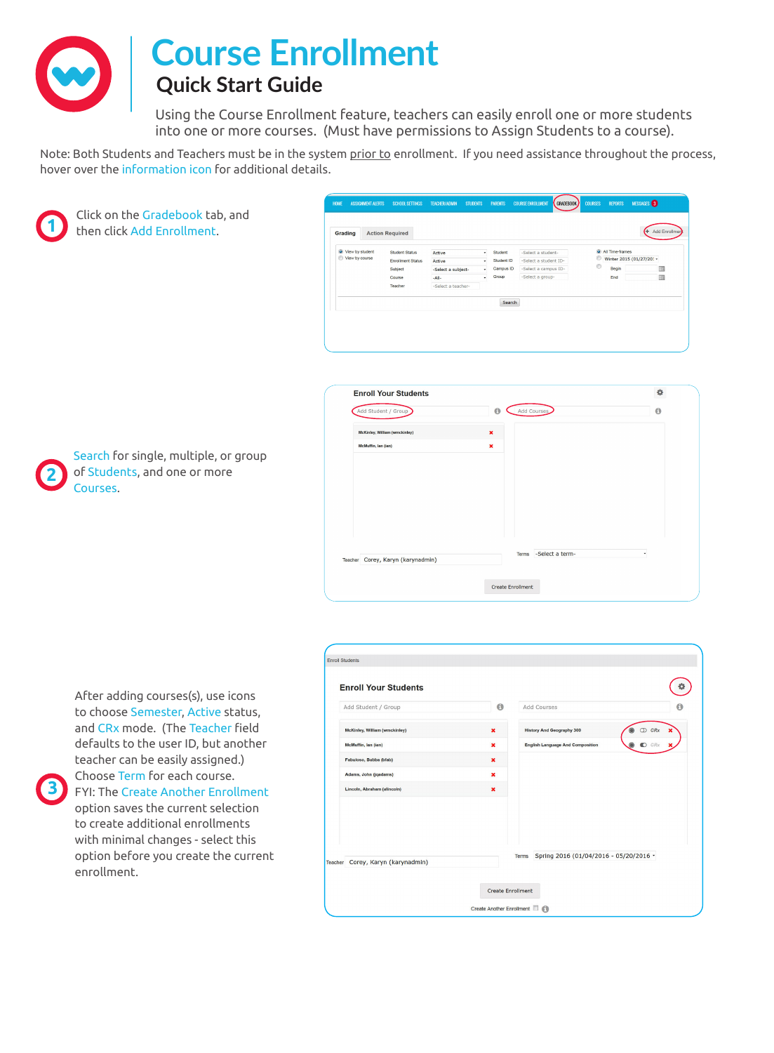# Course Enrollment

## Quick Start Guide

Using the Course Enrollment feature, teachers can easily enroll one or more students into one or more courses. (Must have permissions to Assign Students to a course).

Note: Both Students and Teachers must be in the system prior to enrollment. If you need assistance throughout the process, hover over the information icon for additional details.

1. Click on the Gradebook tab, and then click Add Enrollment.

2. Search for single, multiple, or group of Students, and one or more Courses.

3. After adding courses(s), use icons to choose Semester, Active status, and CRx mode. (The Teacher field defaults to the user ID, but another teacher can be easily assigned.) Choose Term for each course. FYI: The Create Another Enrollment option saves the current selection to create additional enrollments with minimal changes - select this option before you create the current enrollment.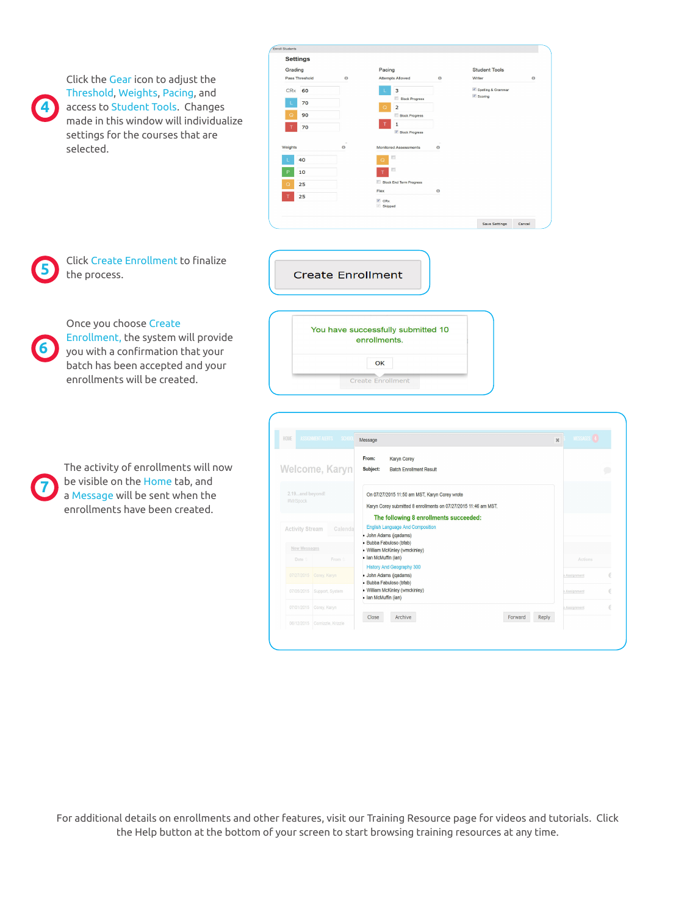4. Click the Gear icon to adjust the Threshold, Weights, Pacing, and access to Student Tools. Changes made in this window will individualize settings for the courses that are selected.

5. Click Create Enrollment to finalize the process.

6. Once you choose Create Enrollment, the system will provide you with a confirmation that your batch has been accepted and your enrollments will be created.

7. The activity of enrollments will now be visible on the Home tab, and a Message will be sent when the enrollments have been created.

For additional details on enrollments and other features, visit our Training Resource page for videos and tutorials. Click the Help button at the bottom of your screen to start browsing training resources at any time.